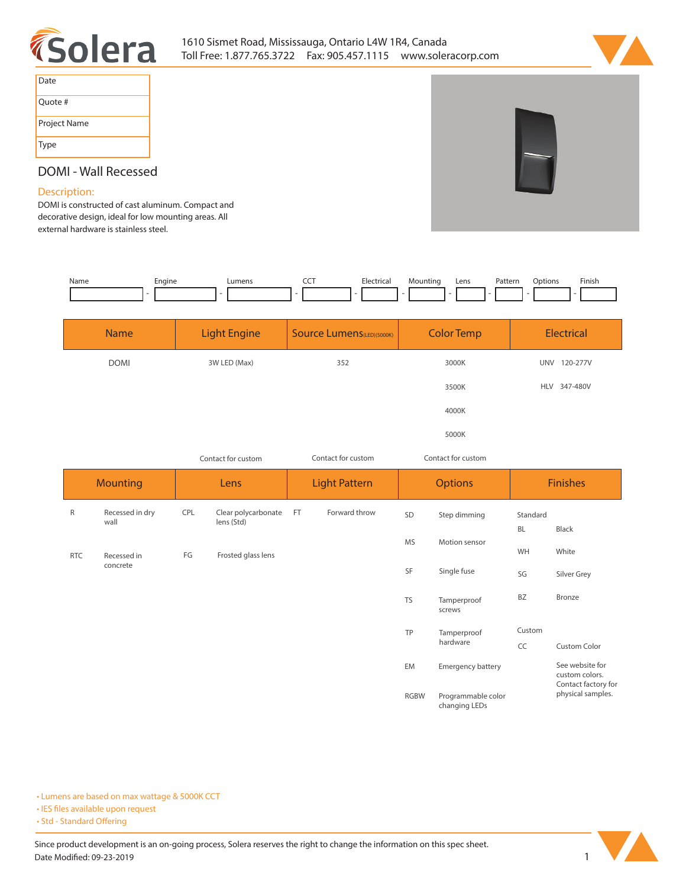Solera

1610 Sismet Road, Mississauga, Ontario L4W 1R4, Canada
Toll Free: 1.877.765.3722   Fax: 905.457.1115   www.soleracorp.com

| Date |
|---|
| Quote # |
| Project Name |
| Type |

## DOMI - Wall Recessed

### Description:

DOMI is constructed of cast aluminum. Compact and decorative design, ideal for low mounting areas. All external hardware is stainless steel.

| Name | Engine | Lumens | CCT | Electrical | Mounting | Lens | Pattern | Options | Finish |
|---|---|---|---|---|---|---|---|---|---|
| | - | - | - | - | - | - | - | - | - |

| Name | Light Engine | Source Lumens (LED)(5000K) | Color Temp | Electrical |
|---|---|---|---|---|
| DOMI | 3W LED (Max) | 352 | 3000K | UNV 120-277V |
| | | | 3500K | HLV 347-480V |
| | | | 4000K | |
| | | | 5000K | |
| | Contact for custom | Contact for custom | Contact for custom | |

| Mounting | | Lens | | Light Pattern | | Options | | Finishes | |
|---|---|---|---|---|---|---|---|---|---|
| R | Recessed in dry wall | CPL | Clear polycarbonate lens (Std) | FT | Forward throw | SD | Step dimming | Standard | |
| RTC | Recessed in concrete | FG | Frosted glass lens | | | MS | Motion sensor | BL | Black |
| | | | | | | SF | Single fuse | WH | White |
| | | | | | | TS | Tamperproof screws | SG | Silver Grey |
| | | | | | | TP | Tamperproof hardware | BZ | Bronze |
| | | | | | | EM | Emergency battery | Custom | |
| | | | | | | RGBW | Programmable color changing LEDs | CC | Custom Color |
| | | | | | | | | | See website for custom colors. Contact factory for physical samples. |

• Lumens are based on max wattage & 5000K CCT
• IES files available upon request
• Std - Standard Offering

Since product development is an on-going process, Solera reserves the right to change the information on this spec sheet.
Date Modified: 09-23-2019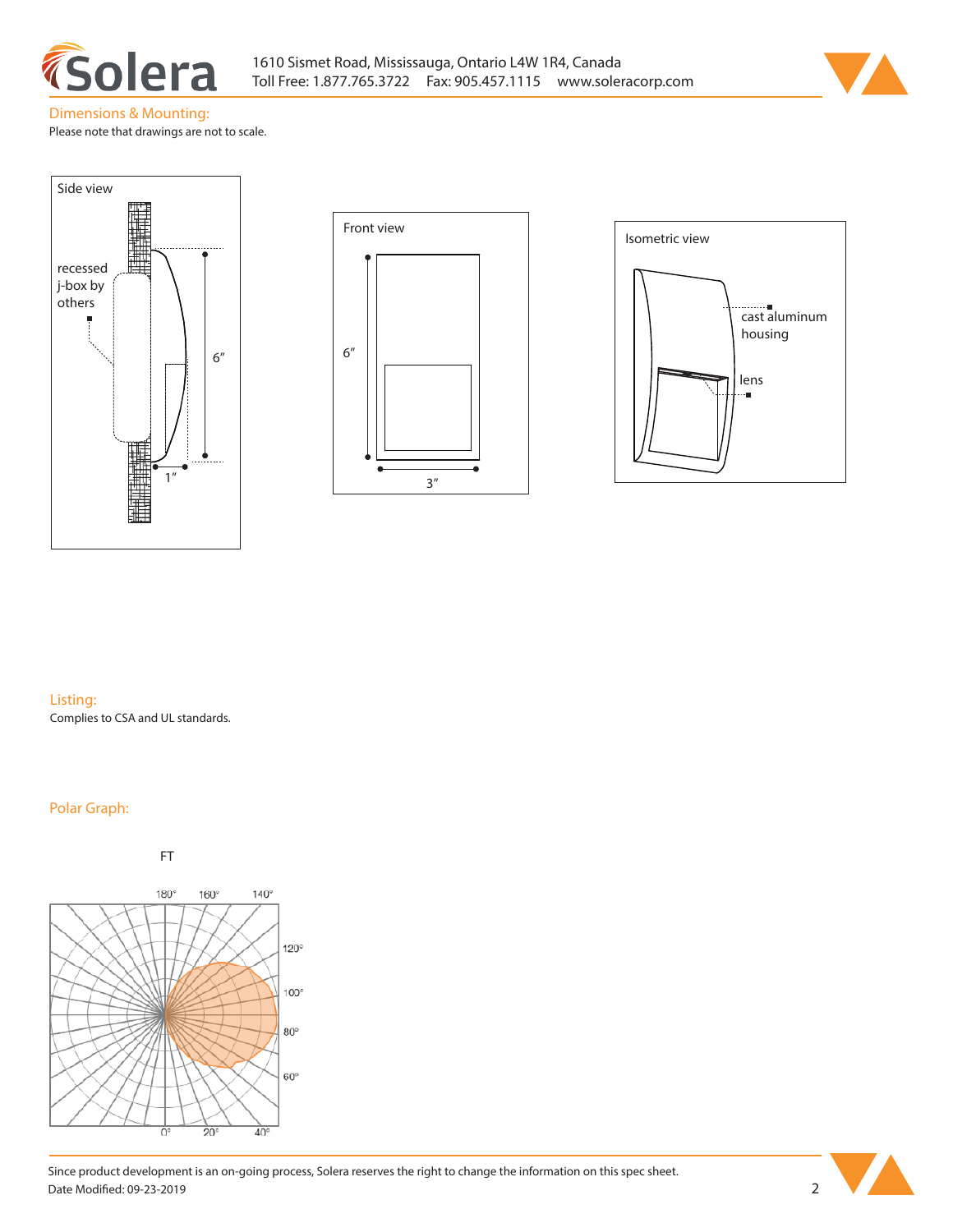1610 Sismet Road, Mississauga, Ontario L4W 1R4, Canada
Toll Free: 1.877.765.3722   Fax: 905.457.1115   www.soleracorp.com

## Dimensions & Mounting:

Please note that drawings are not to scale.

Side view

recessed j-box by others

6″

1″

Front view

6″

3″

Isometric view

cast aluminum housing

lens

## Listing:

Complies to CSA and UL standards.

## Polar Graph:

FT

180° 160° 140°

120°

100°

80°

60°

0° 20° 40°

Since product development is an on-going process, Solera reserves the right to change the information on this spec sheet.
Date Modified: 09-23-2019